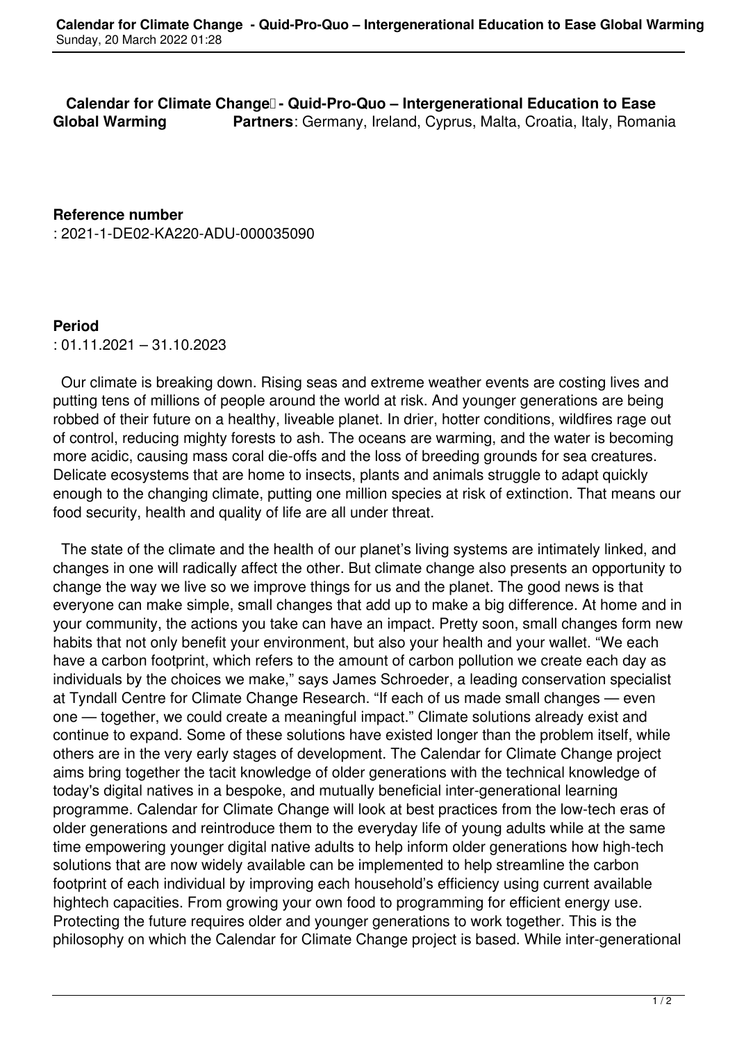**Calendar for Climate Change - Quid-Pro-Quo – Intergenerational Education to Ease Global Warming** **Partners**: Germany, Ireland, Cyprus, Malta, Croatia, Italy, Romania

**Reference number**
: 2021-1-DE02-KA220-ADU-000035090

**Period**
: 01.11.2021 – 31.10.2023

Our climate is breaking down. Rising seas and extreme weather events are costing lives and putting tens of millions of people around the world at risk. And younger generations are being robbed of their future on a healthy, liveable planet. In drier, hotter conditions, wildfires rage out of control, reducing mighty forests to ash. The oceans are warming, and the water is becoming more acidic, causing mass coral die-offs and the loss of breeding grounds for sea creatures. Delicate ecosystems that are home to insects, plants and animals struggle to adapt quickly enough to the changing climate, putting one million species at risk of extinction. That means our food security, health and quality of life are all under threat.

The state of the climate and the health of our planet's living systems are intimately linked, and changes in one will radically affect the other. But climate change also presents an opportunity to change the way we live so we improve things for us and the planet. The good news is that everyone can make simple, small changes that add up to make a big difference. At home and in your community, the actions you take can have an impact. Pretty soon, small changes form new habits that not only benefit your environment, but also your health and your wallet. "We each have a carbon footprint, which refers to the amount of carbon pollution we create each day as individuals by the choices we make," says James Schroeder, a leading conservation specialist at Tyndall Centre for Climate Change Research. "If each of us made small changes — even one — together, we could create a meaningful impact." Climate solutions already exist and continue to expand. Some of these solutions have existed longer than the problem itself, while others are in the very early stages of development. The Calendar for Climate Change project aims bring together the tacit knowledge of older generations with the technical knowledge of today's digital natives in a bespoke, and mutually beneficial inter-generational learning programme. Calendar for Climate Change will look at best practices from the low-tech eras of older generations and reintroduce them to the everyday life of young adults while at the same time empowering younger digital native adults to help inform older generations how high-tech solutions that are now widely available can be implemented to help streamline the carbon footprint of each individual by improving each household's efficiency using current available hightech capacities. From growing your own food to programming for efficient energy use. Protecting the future requires older and younger generations to work together. This is the philosophy on which the Calendar for Climate Change project is based. While inter-generational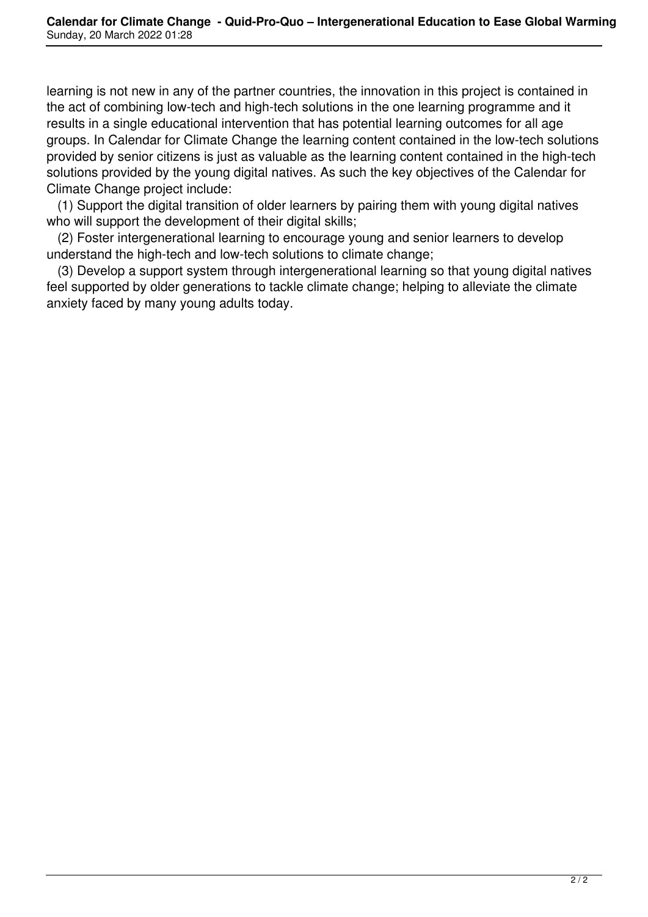learning is not new in any of the partner countries, the innovation in this project is contained in the act of combining low-tech and high-tech solutions in the one learning programme and it results in a single educational intervention that has potential learning outcomes for all age groups. In Calendar for Climate Change the learning content contained in the low-tech solutions provided by senior citizens is just as valuable as the learning content contained in the high-tech solutions provided by the young digital natives. As such the key objectives of the Calendar for Climate Change project include:

(1) Support the digital transition of older learners by pairing them with young digital natives who will support the development of their digital skills;

(2) Foster intergenerational learning to encourage young and senior learners to develop understand the high-tech and low-tech solutions to climate change;

(3) Develop a support system through intergenerational learning so that young digital natives feel supported by older generations to tackle climate change; helping to alleviate the climate anxiety faced by many young adults today.